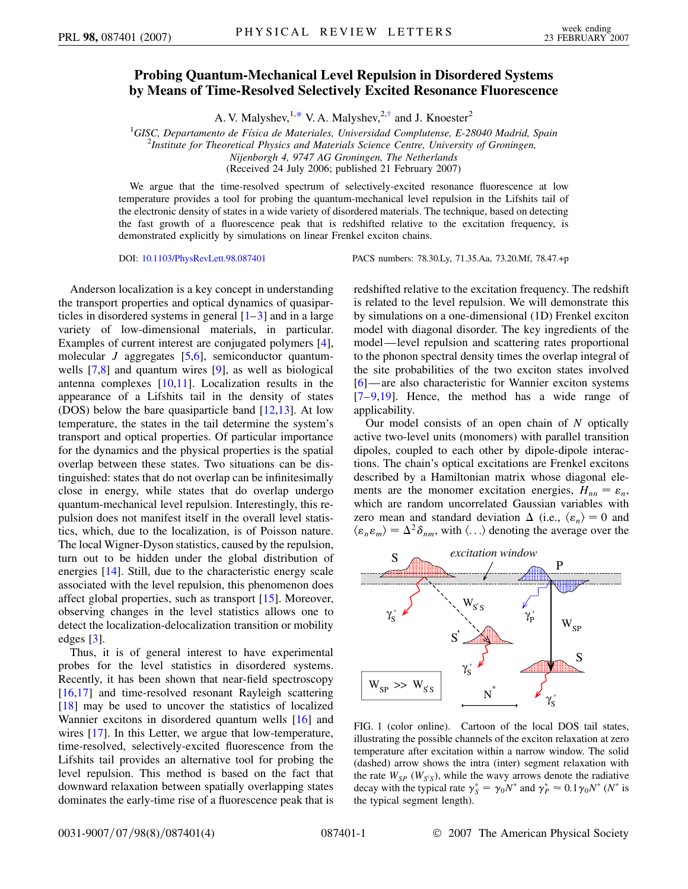# Probing Quantum-Mechanical Level Repulsion in Disordered Systems by Means of Time-Resolved Selectively Excited Resonance Fluorescence

A. V. Malyshev,[1,*] V. A. Malyshev,[2,†] and J. Knoester[2]

[1]*GISC, Departamento de Física de Materiales, Universidad Complutense, E-28040 Madrid, Spain*
[2]*Institute for Theoretical Physics and Materials Science Centre, University of Groningen, Nijenborgh 4, 9747 AG Groningen, The Netherlands*

(Received 24 July 2006; published 21 February 2007)

We argue that the time-resolved spectrum of selectively-excited resonance fluorescence at low temperature provides a tool for probing the quantum-mechanical level repulsion in the Lifshits tail of the electronic density of states in a wide variety of disordered materials. The technique, based on detecting the fast growth of a fluorescence peak that is redshifted relative to the excitation frequency, is demonstrated explicitly by simulations on linear Frenkel exciton chains.

DOI: 10.1103/PhysRevLett.98.087401 PACS numbers: 78.30.Ly, 71.35.Aa, 73.20.Mf, 78.47.+p

Anderson localization is a key concept in understanding the transport properties and optical dynamics of quasiparticles in disordered systems in general [1–3] and in a large variety of low-dimensional materials, in particular. Examples of current interest are conjugated polymers [4], molecular $J$ aggregates [5,6], semiconductor quantum-wells [7,8] and quantum wires [9], as well as biological antenna complexes [10,11]. Localization results in the appearance of a Lifshits tail in the density of states (DOS) below the bare quasiparticle band [12,13]. At low temperature, the states in the tail determine the system's transport and optical properties. Of particular importance for the dynamics and the physical properties is the spatial overlap between these states. Two situations can be distinguished: states that do not overlap can be infinitesimally close in energy, while states that do overlap undergo quantum-mechanical level repulsion. Interestingly, this repulsion does not manifest itself in the overall level statistics, which, due to the localization, is of Poisson nature. The local Wigner-Dyson statistics, caused by the repulsion, turn out to be hidden under the global distribution of energies [14]. Still, due to the characteristic energy scale associated with the level repulsion, this phenomenon does affect global properties, such as transport [15]. Moreover, observing changes in the level statistics allows one to detect the localization-delocalization transition or mobility edges [3].

Thus, it is of general interest to have experimental probes for the level statistics in disordered systems. Recently, it has been shown that near-field spectroscopy [16,17] and time-resolved resonant Rayleigh scattering [18] may be used to uncover the statistics of localized Wannier excitons in disordered quantum wells [16] and wires [17]. In this Letter, we argue that low-temperature, time-resolved, selectively-excited fluorescence from the Lifshits tail provides an alternative tool for probing the level repulsion. This method is based on the fact that downward relaxation between spatially overlapping states dominates the early-time rise of a fluorescence peak that is redshifted relative to the excitation frequency. The redshift is related to the level repulsion. We will demonstrate this by simulations on a one-dimensional (1D) Frenkel exciton model with diagonal disorder. The key ingredients of the model—level repulsion and scattering rates proportional to the phonon spectral density times the overlap integral of the site probabilities of the two exciton states involved [6]—are also characteristic for Wannier exciton systems [7–9,19]. Hence, the method has a wide range of applicability.

Our model consists of an open chain of $N$ optically active two-level units (monomers) with parallel transition dipoles, coupled to each other by dipole-dipole interactions. The chain's optical excitations are Frenkel excitons described by a Hamiltonian matrix whose diagonal elements are the monomer excitation energies, $H_{nn} = \varepsilon_n$, which are random uncorrelated Gaussian variables with zero mean and standard deviation $\Delta$ (i.e., $\langle \varepsilon_n \rangle = 0$ and $\langle \varepsilon_n \varepsilon_m \rangle = \Delta^2 \delta_{nm}$, with $\langle \ldots \rangle$ denoting the average over the

FIG. 1 (color online). Cartoon of the local DOS tail states, illustrating the possible channels of the exciton relaxation at zero temperature after excitation within a narrow window. The solid (dashed) arrow shows the intra (inter) segment relaxation with the rate $W_{SP}$ ($W_{S'S}$), while the wavy arrows denote the radiative decay with the typical rate $\gamma_S^* = \gamma_0 N^*$ and $\gamma_P^* \approx 0.1\gamma_0 N^*$ ($N^*$ is the typical segment length).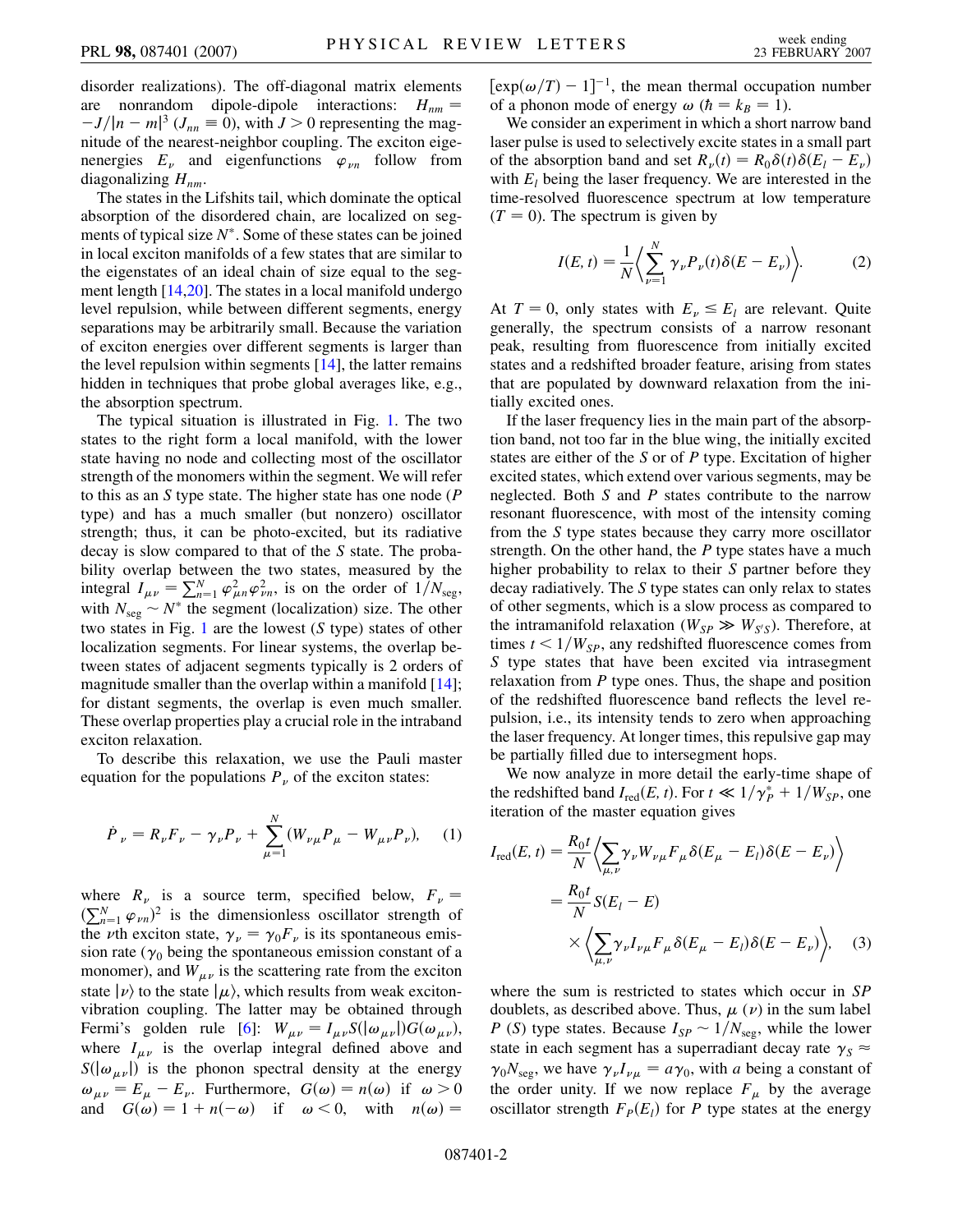disorder realizations). The off-diagonal matrix elements are nonrandom dipole-dipole interactions: $H_{nm} = -J/|n-m|^3$ ($J_{nn} \equiv 0$), with $J > 0$ representing the magnitude of the nearest-neighbor coupling. The exciton eigenenergies $E_\nu$ and eigenfunctions $\varphi_{\nu n}$ follow from diagonalizing $H_{nm}$.

The states in the Lifshits tail, which dominate the optical absorption of the disordered chain, are localized on segments of typical size $N^*$. Some of these states can be joined in local exciton manifolds of a few states that are similar to the eigenstates of an ideal chain of size equal to the segment length [14,20]. The states in a local manifold undergo level repulsion, while between different segments, energy separations may be arbitrarily small. Because the variation of exciton energies over different segments is larger than the level repulsion within segments [14], the latter remains hidden in techniques that probe global averages like, e.g., the absorption spectrum.

The typical situation is illustrated in Fig. 1. The two states to the right form a local manifold, with the lower state having no node and collecting most of the oscillator strength of the monomers within the segment. We will refer to this as an $S$ type state. The higher state has one node ($P$ type) and has a much smaller (but nonzero) oscillator strength; thus, it can be photo-excited, but its radiative decay is slow compared to that of the $S$ state. The probability overlap between the two states, measured by the integral $I_{\mu\nu} = \sum_{n=1}^{N} \varphi_{\mu n}^2 \varphi_{\nu n}^2$, is on the order of $1/N_{\text{seg}}$, with $N_{\text{seg}} \sim N^*$ the segment (localization) size. The other two states in Fig. 1 are the lowest ($S$ type) states of other localization segments. For linear systems, the overlap between states of adjacent segments typically is 2 orders of magnitude smaller than the overlap within a manifold [14]; for distant segments, the overlap is even much smaller. These overlap properties play a crucial role in the intraband exciton relaxation.

To describe this relaxation, we use the Pauli master equation for the populations $P_\nu$ of the exciton states:

$$\dot{P}_\nu = R_\nu F_\nu - \gamma_\nu P_\nu + \sum_{\mu=1}^{N} (W_{\nu\mu} P_\mu - W_{\mu\nu} P_\nu), \quad (1)$$

where $R_\nu$ is a source term, specified below, $F_\nu = (\sum_{n=1}^{N} \varphi_{\nu n})^2$ is the dimensionless oscillator strength of the $\nu$th exciton state, $\gamma_\nu = \gamma_0 F_\nu$ is its spontaneous emission rate ($\gamma_0$ being the spontaneous emission constant of a monomer), and $W_{\mu\nu}$ is the scattering rate from the exciton state $|\nu\rangle$ to the state $|\mu\rangle$, which results from weak exciton-vibration coupling. The latter may be obtained through Fermi's golden rule [6]: $W_{\mu\nu} = I_{\mu\nu} S(|\omega_{\mu\nu}|) G(\omega_{\mu\nu})$, where $I_{\mu\nu}$ is the overlap integral defined above and $S(|\omega_{\mu\nu}|)$ is the phonon spectral density at the energy $\omega_{\mu\nu} = E_\mu - E_\nu$. Furthermore, $G(\omega) = n(\omega)$ if $\omega > 0$ and $G(\omega) = 1 + n(-\omega)$ if $\omega < 0$, with $n(\omega) = [\exp(\omega/T) - 1]^{-1}$, the mean thermal occupation number of a phonon mode of energy $\omega$ ($\hbar = k_B = 1$).

We consider an experiment in which a short narrow band laser pulse is used to selectively excite states in a small part of the absorption band and set $R_\nu(t) = R_0 \delta(t) \delta(E_l - E_\nu)$ with $E_l$ being the laser frequency. We are interested in the time-resolved fluorescence spectrum at low temperature ($T = 0$). The spectrum is given by

$$I(E, t) = \frac{1}{N} \left\langle \sum_{\nu=1}^{N} \gamma_\nu P_\nu(t) \delta(E - E_\nu) \right\rangle. \quad (2)$$

At $T = 0$, only states with $E_\nu \leq E_l$ are relevant. Quite generally, the spectrum consists of a narrow resonant peak, resulting from fluorescence from initially excited states and a redshifted broader feature, arising from states that are populated by downward relaxation from the initially excited ones.

If the laser frequency lies in the main part of the absorption band, not too far in the blue wing, the initially excited states are either of the $S$ or of $P$ type. Excitation of higher excited states, which extend over various segments, may be neglected. Both $S$ and $P$ states contribute to the narrow resonant fluorescence, with most of the intensity coming from the $S$ type states because they carry more oscillator strength. On the other hand, the $P$ type states have a much higher probability to relax to their $S$ partner before they decay radiatively. The $S$ type states can only relax to states of other segments, which is a slow process as compared to the intramanifold relaxation ($W_{SP} \gg W_{S'S}$). Therefore, at times $t < 1/W_{SP}$, any redshifted fluorescence comes from $S$ type states that have been excited via intrasegment relaxation from $P$ type ones. Thus, the shape and position of the redshifted fluorescence band reflects the level repulsion, i.e., its intensity tends to zero when approaching the laser frequency. At longer times, this repulsive gap may be partially filled due to intersegment hops.

We now analyze in more detail the early-time shape of the redshifted band $I_{\text{red}}(E, t)$. For $t \ll 1/\gamma_P^* + 1/W_{SP}$, one iteration of the master equation gives

$$\begin{aligned} I_{\text{red}}(E, t) &= \frac{R_0 t}{N} \left\langle \sum_{\mu,\nu} \gamma_\nu W_{\nu\mu} F_\mu \delta(E_\mu - E_l) \delta(E - E_\nu) \right\rangle \\ &= \frac{R_0 t}{N} S(E_l - E) \\ &\quad \times \left\langle \sum_{\mu,\nu} \gamma_\nu I_{\nu\mu} F_\mu \delta(E_\mu - E_l) \delta(E - E_\nu) \right\rangle, \quad (3) \end{aligned}$$

where the sum is restricted to states which occur in $SP$ doublets, as described above. Thus, $\mu$ ($\nu$) in the sum label $P$ ($S$) type states. Because $I_{SP} \sim 1/N_{\text{seg}}$, while the lower state in each segment has a superradiant decay rate $\gamma_S \approx \gamma_0 N_{\text{seg}}$, we have $\gamma_\nu I_{\nu\mu} = a\gamma_0$, with $a$ being a constant of the order unity. If we now replace $F_\mu$ by the average oscillator strength $F_P(E_l)$ for $P$ type states at the energy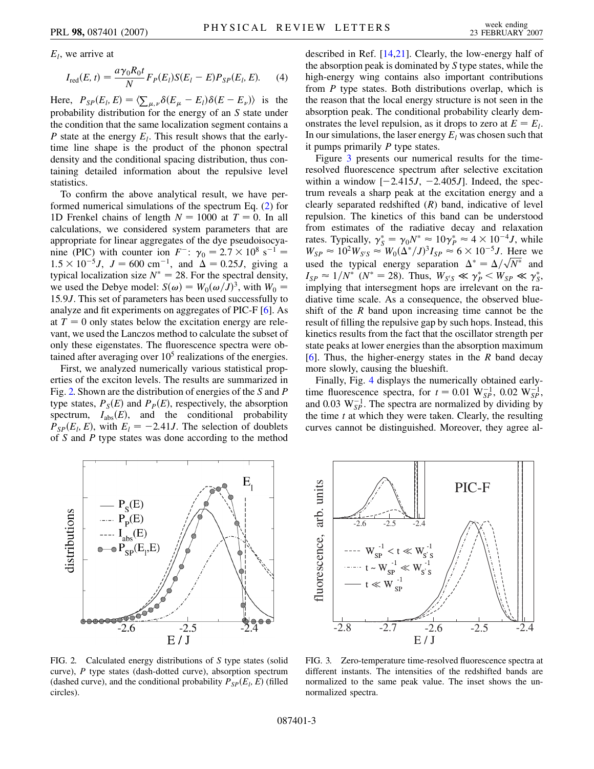$E_l$, we arrive at

$$I_{\rm red}(E,t) = \frac{a\gamma_0 R_0 t}{N} F_P(E_l) S(E_l - E) P_{SP}(E_l, E). \quad (4)$$

Here, $P_{SP}(E_l, E) = \langle \sum_{\mu,\nu} \delta(E_\mu - E_l)\delta(E - E_\nu)\rangle$ is the probability distribution for the energy of an $S$ state under the condition that the same localization segment contains a $P$ state at the energy $E_l$. This result shows that the early-time line shape is the product of the phonon spectral density and the conditional spacing distribution, thus containing detailed information about the repulsive level statistics.

To confirm the above analytical result, we have performed numerical simulations of the spectrum Eq. (2) for 1D Frenkel chains of length $N = 1000$ at $T = 0$. In all calculations, we considered system parameters that are appropriate for linear aggregates of the dye pseudoisocyanine (PIC) with counter ion $F^-$: $\gamma_0 = 2.7 \times 10^8\ \mathrm{s}^{-1} = 1.5 \times 10^{-5} J$, $J = 600\ \mathrm{cm}^{-1}$, and $\Delta = 0.25J$, giving a typical localization size $N^* = 28$. For the spectral density, we used the Debye model: $S(\omega) = W_0(\omega/J)^3$, with $W_0 = 15.9J$. This set of parameters has been used successfully to analyze and fit experiments on aggregates of PIC-F [6]. As at $T = 0$ only states below the excitation energy are relevant, we used the Lanczos method to calculate the subset of only these eigenstates. The fluorescence spectra were obtained after averaging over $10^5$ realizations of the energies.

First, we analyzed numerically various statistical properties of the exciton levels. The results are summarized in Fig. 2. Shown are the distribution of energies of the $S$ and $P$ type states, $P_S(E)$ and $P_P(E)$, respectively, the absorption spectrum, $I_{\rm abs}(E)$, and the conditional probability $P_{SP}(E_l, E)$, with $E_l = -2.41J$. The selection of doublets of $S$ and $P$ type states was done according to the method described in Ref. [14,21]. Clearly, the low-energy half of the absorption peak is dominated by $S$ type states, while the high-energy wing contains also important contributions from $P$ type states. Both distributions overlap, which is the reason that the local energy structure is not seen in the absorption peak. The conditional probability clearly demonstrates the level repulsion, as it drops to zero at $E = E_l$. In our simulations, the laser energy $E_l$ was chosen such that it pumps primarily $P$ type states.

Figure 3 presents our numerical results for the time-resolved fluorescence spectrum after selective excitation within a window $[-2.415J, -2.405J]$. Indeed, the spectrum reveals a sharp peak at the excitation energy and a clearly separated redshifted ($R$) band, indicative of level repulsion. The kinetics of this band can be understood from estimates of the radiative decay and relaxation rates. Typically, $\gamma_S^* = \gamma_0 N^* \approx 10\gamma_P^* \approx 4 \times 10^{-4} J$, while $W_{SP} \approx 10^2 W_{S'S} \approx W_0(\Delta^*/J)^3 I_{SP} \approx 6 \times 10^{-5} J$. Here we used the typical energy separation $\Delta^* = \Delta/\sqrt{N^*}$ and $I_{SP} \approx 1/N^*$ ($N^* = 28$). Thus, $W_{S'S} \ll \gamma_P^* < W_{SP} \ll \gamma_S^*$, implying that intersegment hops are irrelevant on the radiative time scale. As a consequence, the observed blueshift of the $R$ band upon increasing time cannot be the result of filling the repulsive gap by such hops. Instead, this kinetics results from the fact that the oscillator strength per state peaks at lower energies than the absorption maximum [6]. Thus, the higher-energy states in the $R$ band decay more slowly, causing the blueshift.

Finally, Fig. 4 displays the numerically obtained early-time fluorescence spectra, for $t = 0.01\ W_{SP}^{-1}$, $0.02\ W_{SP}^{-1}$, and $0.03\ W_{SP}^{-1}$. The spectra are normalized by dividing by the time $t$ at which they were taken. Clearly, the resulting curves cannot be distinguished. Moreover, they agree al-

FIG. 2. Calculated energy distributions of $S$ type states (solid curve), $P$ type states (dash-dotted curve), absorption spectrum (dashed curve), and the conditional probability $P_{SP}(E_l, E)$ (filled circles).

FIG. 3. Zero-temperature time-resolved fluorescence spectra at different instants. The intensities of the redshifted bands are normalized to the same peak value. The inset shows the unnormalized spectra.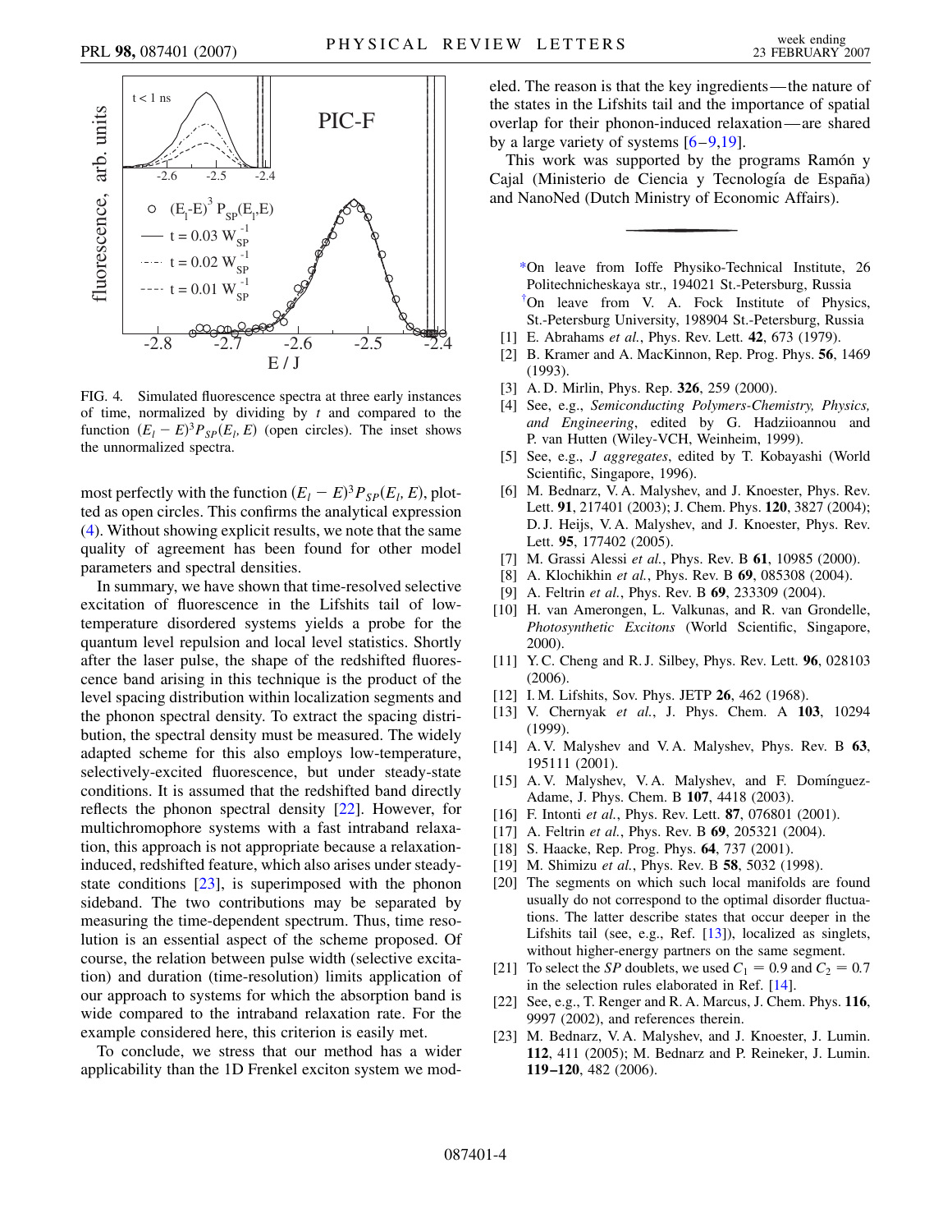t < 1 ns

PIC-F

fluorescence, arb. units

-2.6 -2.5 -2.4

○ $(E_l-E)^3 P_{SP}(E_l,E)$

—— $t = 0.03\ W_{SP}^{-1}$

-·-·- $t = 0.02\ W_{SP}^{-1}$

- - - - $t = 0.01\ W_{SP}^{-1}$

-2.8 -2.7 -2.6 -2.5 -2.4

E / J

FIG. 4. Simulated fluorescence spectra at three early instances of time, normalized by dividing by $t$ and compared to the function $(E_l - E)^3 P_{SP}(E_l, E)$ (open circles). The inset shows the unnormalized spectra.

most perfectly with the function $(E_l - E)^3 P_{SP}(E_l, E)$, plotted as open circles. This confirms the analytical expression (4). Without showing explicit results, we note that the same quality of agreement has been found for other model parameters and spectral densities.

In summary, we have shown that time-resolved selective excitation of fluorescence in the Lifshits tail of low-temperature disordered systems yields a probe for the quantum level repulsion and local level statistics. Shortly after the laser pulse, the shape of the redshifted fluorescence band arising in this technique is the product of the level spacing distribution within localization segments and the phonon spectral density. To extract the spacing distribution, the spectral density must be measured. The widely adapted scheme for this also employs low-temperature, selectively-excited fluorescence, but under steady-state conditions. It is assumed that the redshifted band directly reflects the phonon spectral density [22]. However, for multichromophore systems with a fast intraband relaxation, this approach is not appropriate because a relaxation-induced, redshifted feature, which also arises under steady-state conditions [23], is superimposed with the phonon sideband. The two contributions may be separated by measuring the time-dependent spectrum. Thus, time resolution is an essential aspect of the scheme proposed. Of course, the relation between pulse width (selective excitation) and duration (time-resolution) limits application of our approach to systems for which the absorption band is wide compared to the intraband relaxation rate. For the example considered here, this criterion is easily met.

To conclude, we stress that our method has a wider applicability than the 1D Frenkel exciton system we modeled. The reason is that the key ingredients—the nature of the states in the Lifshits tail and the importance of spatial overlap for their phonon-induced relaxation—are shared by a large variety of systems [6–9,19].

This work was supported by the programs Ramón y Cajal (Ministerio de Ciencia y Tecnología de España) and NanoNed (Dutch Ministry of Economic Affairs).

---

*On leave from Ioffe Physiko-Technical Institute, 26 Politechnicheskaya str., 194021 St.-Petersburg, Russia

†On leave from V. A. Fock Institute of Physics, St.-Petersburg University, 198904 St.-Petersburg, Russia

[1] E. Abrahams *et al.*, Phys. Rev. Lett. **42**, 673 (1979).

[2] B. Kramer and A. MacKinnon, Rep. Prog. Phys. **56**, 1469 (1993).

[3] A. D. Mirlin, Phys. Rep. **326**, 259 (2000).

[4] See, e.g., *Semiconducting Polymers-Chemistry, Physics, and Engineering*, edited by G. Hadziioannou and P. van Hutten (Wiley-VCH, Weinheim, 1999).

[5] See, e.g., *J aggregates*, edited by T. Kobayashi (World Scientific, Singapore, 1996).

[6] M. Bednarz, V. A. Malyshev, and J. Knoester, Phys. Rev. Lett. **91**, 217401 (2003); J. Chem. Phys. **120**, 3827 (2004); D. J. Heijs, V. A. Malyshev, and J. Knoester, Phys. Rev. Lett. **95**, 177402 (2005).

[7] M. Grassi Alessi *et al.*, Phys. Rev. B **61**, 10985 (2000).

[8] A. Klochikhin *et al.*, Phys. Rev. B **69**, 085308 (2004).

[9] A. Feltrin *et al.*, Phys. Rev. B **69**, 233309 (2004).

[10] H. van Amerongen, L. Valkunas, and R. van Grondelle, *Photosynthetic Excitons* (World Scientific, Singapore, 2000).

[11] Y. C. Cheng and R. J. Silbey, Phys. Rev. Lett. **96**, 028103 (2006).

[12] I. M. Lifshits, Sov. Phys. JETP **26**, 462 (1968).

[13] V. Chernyak *et al.*, J. Phys. Chem. A **103**, 10294 (1999).

[14] A. V. Malyshev and V. A. Malyshev, Phys. Rev. B **63**, 195111 (2001).

[15] A. V. Malyshev, V. A. Malyshev, and F. Domínguez-Adame, J. Phys. Chem. B **107**, 4418 (2003).

[16] F. Intonti *et al.*, Phys. Rev. Lett. **87**, 076801 (2001).

[17] A. Feltrin *et al.*, Phys. Rev. B **69**, 205321 (2004).

[18] S. Haacke, Rep. Prog. Phys. **64**, 737 (2001).

[19] M. Shimizu *et al.*, Phys. Rev. B **58**, 5032 (1998).

[20] The segments on which such local manifolds are found usually do not correspond to the optimal disorder fluctuations. The latter describe states that occur deeper in the Lifshits tail (see, e.g., Ref. [13]), localized as singlets, without higher-energy partners on the same segment.

[21] To select the *SP* doublets, we used $C_1 = 0.9$ and $C_2 = 0.7$ in the selection rules elaborated in Ref. [14].

[22] See, e.g., T. Renger and R. A. Marcus, J. Chem. Phys. **116**, 9997 (2002), and references therein.

[23] M. Bednarz, V. A. Malyshev, and J. Knoester, J. Lumin. **112**, 411 (2005); M. Bednarz and P. Reineker, J. Lumin. **119–120**, 482 (2006).